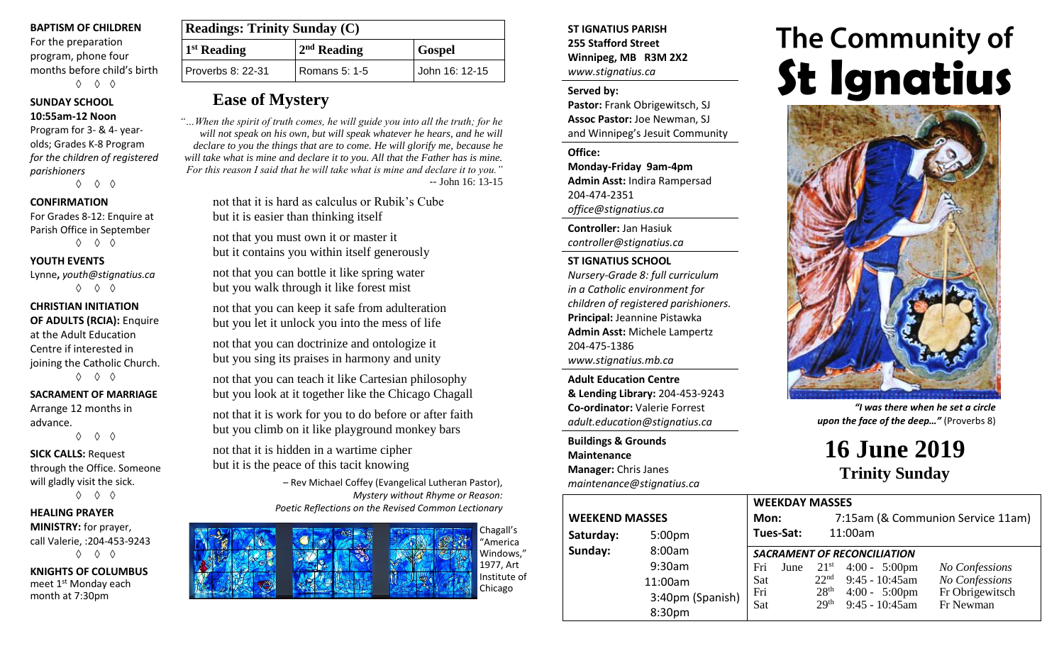**BAPTISM OF CHILDREN**
For the preparation program, phone four months before child's birth

◊ ◊ ◊

**SUNDAY SCHOOL**
**10:55am-12 Noon**
Program for 3- & 4- year-olds; Grades K-8 Program *for the children of registered parishioners*

◊ ◊ ◊

**CONFIRMATION**
For Grades 8-12: Enquire at Parish Office in September

◊ ◊ ◊

**YOUTH EVENTS**
Lynne, *youth@stignatius.ca*

◊ ◊ ◊

**CHRISTIAN INITIATION OF ADULTS (RCIA):** Enquire at the Adult Education Centre if interested in joining the Catholic Church.

◊ ◊ ◊

**SACRAMENT OF MARRIAGE**
Arrange 12 months in advance.

◊ ◊ ◊

**SICK CALLS:** Request through the Office. Someone will gladly visit the sick.

◊ ◊ ◊

**HEALING PRAYER MINISTRY:** for prayer, call Valerie, :204-453-9243

◊ ◊ ◊

**KNIGHTS OF COLUMBUS**
meet 1st Monday each month at 7:30pm

| Readings: Trinity Sunday (C) | | |
|---|---|---|
| 1st Reading | 2nd Reading | Gospel |
| Proverbs 8: 22-31 | Romans 5: 1-5 | John 16: 12-15 |

## Ease of Mystery

*"…When the spirit of truth comes, he will guide you into all the truth; for he will not speak on his own, but will speak whatever he hears, and he will declare to you the things that are to come. He will glorify me, because he will take what is mine and declare it to you. All that the Father has is mine. For this reason I said that he will take what is mine and declare it to you."*
-- John 16: 13-15

not that it is hard as calculus or Rubik's Cube
but it is easier than thinking itself

not that you must own it or master it
but it contains you within itself generously

not that you can bottle it like spring water
but you walk through it like forest mist

not that you can keep it safe from adulteration
but you let it unlock you into the mess of life

not that you can doctrinize and ontologize it
but you sing its praises in harmony and unity

not that you can teach it like Cartesian philosophy
but you look at it together like the Chicago Chagall

not that it is work for you to do before or after faith
but you climb on it like playground monkey bars

not that it is hidden in a wartime cipher
but it is the peace of this tacit knowing

– Rev Michael Coffey (Evangelical Lutheran Pastor), *Mystery without Rhyme or Reason: Poetic Reflections on the Revised Common Lectionary*

Chagall's "America Windows," 1977, Art Institute of Chicago

**ST IGNATIUS PARISH**
**255 Stafford Street**
**Winnipeg, MB R3M 2X2**
*www.stignatius.ca*

**Served by:**
**Pastor:** Frank Obrigewitsch, SJ
**Assoc Pastor:** Joe Newman, SJ
and Winnipeg's Jesuit Community

**Office:**
**Monday-Friday 9am-4pm**
**Admin Asst:** Indira Rampersad
204-474-2351
*office@stignatius.ca*

**Controller:** Jan Hasiuk
*controller@stignatius.ca*

**ST IGNATIUS SCHOOL**
*Nursery-Grade 8: full curriculum in a Catholic environment for children of registered parishioners.*
**Principal:** Jeannine Pistawka
**Admin Asst:** Michele Lampertz
204-475-1386
*www.stignatius.mb.ca*

**Adult Education Centre & Lending Library:** 204-453-9243
**Co-ordinator:** Valerie Forrest
*adult.education@stignatius.ca*

**Buildings & Grounds Maintenance**
**Manager:** Chris Janes
*maintenance@stignatius.ca*

# The Community of St Ignatius

*"I was there when he set a circle upon the face of the deep…"* (Proverbs 8)

## 16 June 2019
### Trinity Sunday

**WEEKEND MASSES**

| | |
|---|---|
| Saturday: | 5:00pm |
| Sunday: | 8:00am |
| | 9:30am |
| | 11:00am |
| | 3:40pm (Spanish) |
| | 8:30pm |

**WEEKDAY MASSES**

| | |
|---|---|
| Mon: | 7:15am (& Communion Service 11am) |
| Tues-Sat: | 11:00am |

***SACRAMENT OF RECONCILIATION***

| | | | | |
|---|---|---|---|---|
| Fri | June | 21st | 4:00 - 5:00pm | *No Confessions* |
| Sat | | 22nd | 9:45 - 10:45am | *No Confessions* |
| Fri | | 28th | 4:00 - 5:00pm | Fr Obrigewitsch |
| Sat | | 29th | 9:45 - 10:45am | Fr Newman |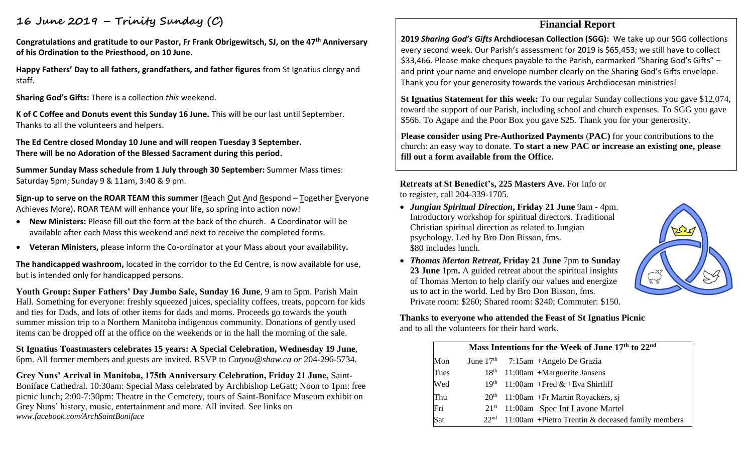# 16 June 2019 – Trinity Sunday (C)

**Congratulations and gratitude to our Pastor, Fr Frank Obrigewitsch, SJ, on the 47th Anniversary of his Ordination to the Priesthood, on 10 June.**

**Happy Fathers' Day to all fathers, grandfathers, and father figures** from St Ignatius clergy and staff.

**Sharing God's Gifts:** There is a collection *this* weekend.

**K of C Coffee and Donuts event this Sunday 16 June.** This will be our last until September. Thanks to all the volunteers and helpers.

**The Ed Centre closed Monday 10 June and will reopen Tuesday 3 September. There will be no Adoration of the Blessed Sacrament during this period.**

**Summer Sunday Mass schedule from 1 July through 30 September:** Summer Mass times: Saturday 5pm; Sunday 9 & 11am, 3:40 & 9 pm.

**Sign-up to serve on the ROAR TEAM this summer** (Reach Out And Respond – Together Everyone Achieves More)**.** ROAR TEAM will enhance your life, so spring into action now!

- **New Ministers:** Please fill out the form at the back of the church. A Coordinator will be available after each Mass this weekend and next to receive the completed forms.
- **Veteran Ministers,** please inform the Co-ordinator at your Mass about your availability**.**

**The handicapped washroom,** located in the corridor to the Ed Centre, is now available for use, but is intended only for handicapped persons.

**Youth Group: Super Fathers' Day Jumbo Sale, Sunday 16 June**, 9 am to 5pm. Parish Main Hall. Something for everyone: freshly squeezed juices, speciality coffees, treats, popcorn for kids and ties for Dads, and lots of other items for dads and moms. Proceeds go towards the youth summer mission trip to a Northern Manitoba indigenous community. Donations of gently used items can be dropped off at the office on the weekends or in the hall the morning of the sale.

**St Ignatius Toastmasters celebrates 15 years: A Special Celebration, Wednesday 19 June**, 6pm. All former members and guests are invited. RSVP to *Catyou@shaw.ca or* 204-296-5734.

**Grey Nuns' Arrival in Manitoba, 175th Anniversary Celebration, Friday 21 June,** Saint-Boniface Cathedral. 10:30am: Special Mass celebrated by Archbishop LeGatt; Noon to 1pm: free picnic lunch; 2:00-7:30pm: Theatre in the Cemetery, tours of Saint-Boniface Museum exhibit on Grey Nuns' history, music, entertainment and more. All invited. See links on *www.facebook.com/ArchSaintBoniface*

## Financial Report

**2019 *Sharing God's Gifts* Archdiocesan Collection (SGG):** We take up our SGG collections every second week. Our Parish's assessment for 2019 is $65,453; we still have to collect $33,466. Please make cheques payable to the Parish, earmarked "Sharing God's Gifts" – and print your name and envelope number clearly on the Sharing God's Gifts envelope. Thank you for your generosity towards the various Archdiocesan ministries!

**St Ignatius Statement for this week:** To our regular Sunday collections you gave $12,074, toward the support of our Parish, including school and church expenses. To SGG you gave $566. To Agape and the Poor Box you gave $25. Thank you for your generosity.

**Please consider using Pre-Authorized Payments** (**PAC)** for your contributions to the church: an easy way to donate. **To start a new PAC or increase an existing one, please fill out a form available from the Office.**

**Retreats at St Benedict's, 225 Masters Ave.** For info or to register, call 204-339-1705.

- ***Jungian Spiritual Direction*, Friday 21 June** 9am - 4pm. Introductory workshop for spiritual directors. Traditional Christian spiritual direction as related to Jungian psychology. Led by Bro Don Bisson, fms. $80 includes lunch.
- ***Thomas Merton Retreat*, Friday 21 June** 7pm **to Sunday 23 June** 1pm**.** A guided retreat about the spiritual insights of Thomas Merton to help clarify our values and energize us to act in the world. Led by Bro Don Bisson, fms. Private room: $260; Shared room: $240; Commuter: $150.

**Thanks to everyone who attended the Feast of St Ignatius Picnic** and to all the volunteers for their hard work.

**Mass Intentions for the Week of June 17th to 22nd**

| | | | |
|---|---|---|---|
| Mon | June 17th | 7:15am | +Angelo De Grazia |
| Tues | 18th | 11:00am | +Marguerite Jansens |
| Wed | 19th | 11:00am | +Fred & +Eva Shirtliff |
| Thu | 20th | 11:00am | +Fr Martin Royackers, sj |
| Fri | 21st | 11:00am | Spec Int Lavone Martel |
| Sat | 22nd | 11:00am | +Pietro Trentin & deceased family members |